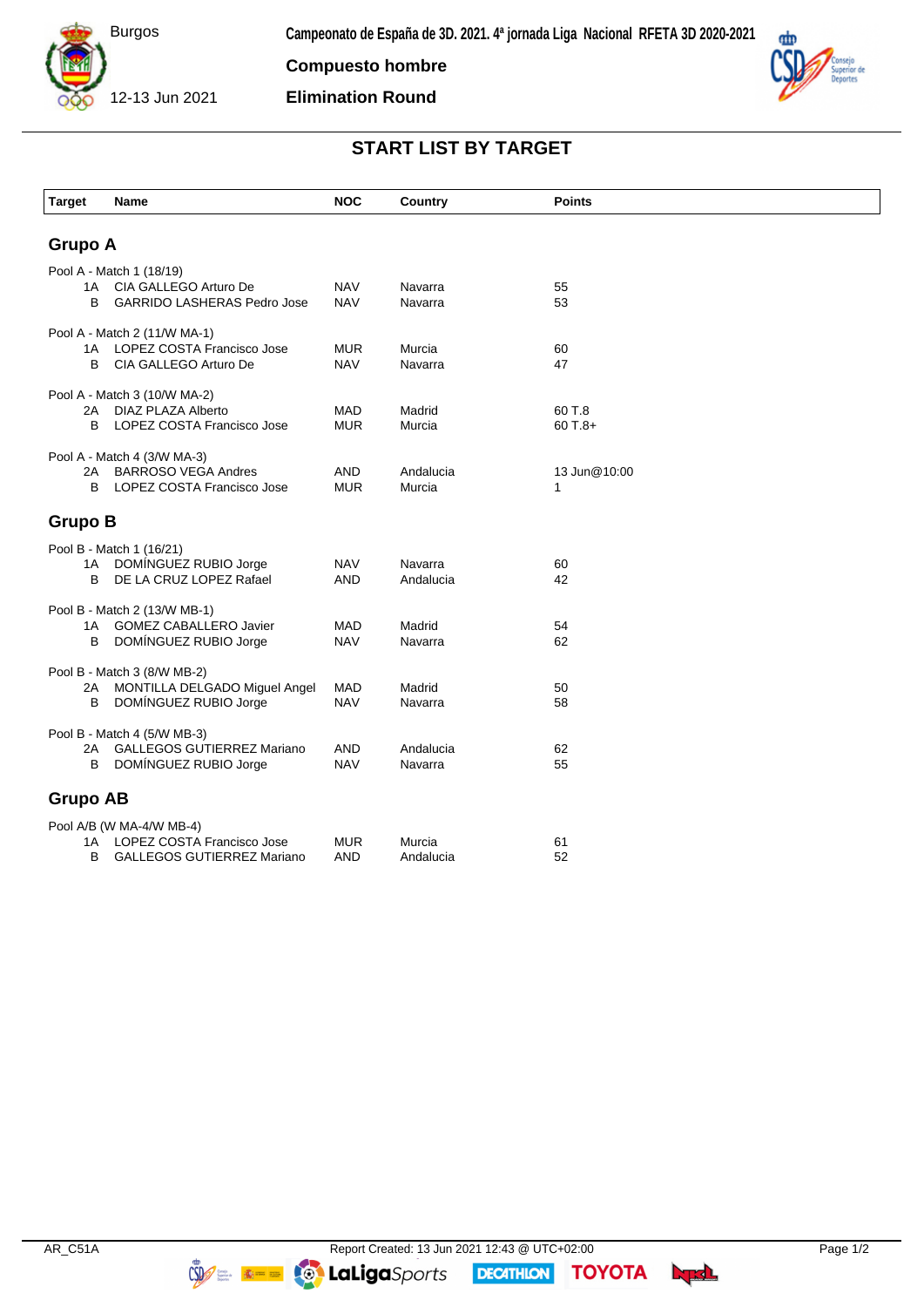Burgos

12-13 Jun 2021

**Campeonato de España de 3D. 2021. 4ª jornada Liga Nacional RFETA 3D 2020-2021**

**Compuesto hombre**

**Elimination Round**

## START LIST BY TARGET

| Target | Name | NOC | Country | Points |
|---|---|---|---|---|

### Grupo A

| Target | Name | NOC | Country | Points |
|---|---|---|---|---|
| Pool A - Match 1 (18/19) | | | | |
| 1A | CIA GALLEGO Arturo De | NAV | Navarra | 55 |
| B | GARRIDO LASHERAS Pedro Jose | NAV | Navarra | 53 |
| Pool A - Match 2 (11/W MA-1) | | | | |
| 1A | LOPEZ COSTA Francisco Jose | MUR | Murcia | 60 |
| B | CIA GALLEGO Arturo De | NAV | Navarra | 47 |
| Pool A - Match 3 (10/W MA-2) | | | | |
| 2A | DIAZ PLAZA Alberto | MAD | Madrid | 60 T.8 |
| B | LOPEZ COSTA Francisco Jose | MUR | Murcia | 60 T.8+ |
| Pool A - Match 4 (3/W MA-3) | | | | |
| 2A | BARROSO VEGA Andres | AND | Andalucia | 13 Jun@10:00 |
| B | LOPEZ COSTA Francisco Jose | MUR | Murcia | 1 |

### Grupo B

| Target | Name | NOC | Country | Points |
|---|---|---|---|---|
| Pool B - Match 1 (16/21) | | | | |
| 1A | DOMÍNGUEZ RUBIO Jorge | NAV | Navarra | 60 |
| B | DE LA CRUZ LOPEZ Rafael | AND | Andalucia | 42 |
| Pool B - Match 2 (13/W MB-1) | | | | |
| 1A | GOMEZ CABALLERO Javier | MAD | Madrid | 54 |
| B | DOMÍNGUEZ RUBIO Jorge | NAV | Navarra | 62 |
| Pool B - Match 3 (8/W MB-2) | | | | |
| 2A | MONTILLA DELGADO Miguel Angel | MAD | Madrid | 50 |
| B | DOMÍNGUEZ RUBIO Jorge | NAV | Navarra | 58 |
| Pool B - Match 4 (5/W MB-3) | | | | |
| 2A | GALLEGOS GUTIERREZ Mariano | AND | Andalucia | 62 |
| B | DOMÍNGUEZ RUBIO Jorge | NAV | Navarra | 55 |

### Grupo AB

| Target | Name | NOC | Country | Points |
|---|---|---|---|---|
| Pool A/B (W MA-4/W MB-4) | | | | |
| 1A | LOPEZ COSTA Francisco Jose | MUR | Murcia | 61 |
| B | GALLEGOS GUTIERREZ Mariano | AND | Andalucia | 52 |

AR_C51A — Report Created: 13 Jun 2021 12:43 @ UTC+02:00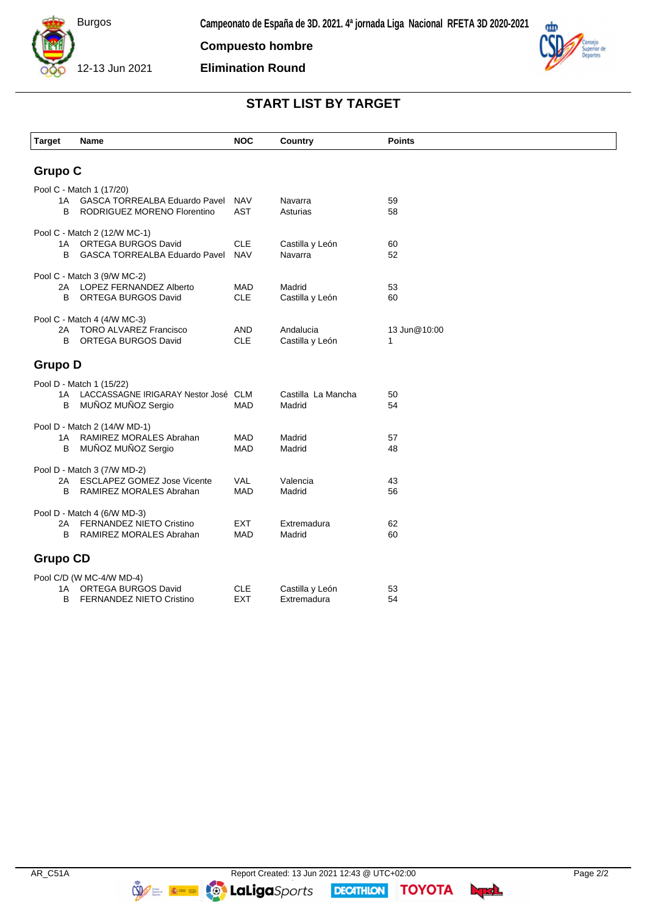Campeonato de España de 3D. 2021. 4ª jornada Liga Nacional RFETA 3D 2020-2021

**Compuesto hombre**

**Elimination Round**

Burgos

12-13 Jun 2021

## START LIST BY TARGET

| Target | Name | NOC | Country | Points |
|---|---|---|---|---|

### Grupo C

Pool C - Match 1 (17/20)

| Target | Name | NOC | Country | Points |
|---|---|---|---|---|
| 1A | GASCA TORREALBA Eduardo Pavel | NAV | Navarra | 59 |
| B | RODRIGUEZ MORENO Florentino | AST | Asturias | 58 |

Pool C - Match 2 (12/W MC-1)

| Target | Name | NOC | Country | Points |
|---|---|---|---|---|
| 1A | ORTEGA BURGOS David | CLE | Castilla y León | 60 |
| B | GASCA TORREALBA Eduardo Pavel | NAV | Navarra | 52 |

Pool C - Match 3 (9/W MC-2)

| Target | Name | NOC | Country | Points |
|---|---|---|---|---|
| 2A | LOPEZ FERNANDEZ Alberto | MAD | Madrid | 53 |
| B | ORTEGA BURGOS David | CLE | Castilla y León | 60 |

Pool C - Match 4 (4/W MC-3)

| Target | Name | NOC | Country | Points |
|---|---|---|---|---|
| 2A | TORO ALVAREZ Francisco | AND | Andalucia | 13 Jun@10:00 |
| B | ORTEGA BURGOS David | CLE | Castilla y León | 1 |

### Grupo D

Pool D - Match 1 (15/22)

| Target | Name | NOC | Country | Points |
|---|---|---|---|---|
| 1A | LACCASSAGNE IRIGARAY Nestor José | CLM | Castilla La Mancha | 50 |
| B | MUÑOZ MUÑOZ Sergio | MAD | Madrid | 54 |

Pool D - Match 2 (14/W MD-1)

| Target | Name | NOC | Country | Points |
|---|---|---|---|---|
| 1A | RAMIREZ MORALES Abrahan | MAD | Madrid | 57 |
| B | MUÑOZ MUÑOZ Sergio | MAD | Madrid | 48 |

Pool D - Match 3 (7/W MD-2)

| Target | Name | NOC | Country | Points |
|---|---|---|---|---|
| 2A | ESCLAPEZ GOMEZ Jose Vicente | VAL | Valencia | 43 |
| B | RAMIREZ MORALES Abrahan | MAD | Madrid | 56 |

Pool D - Match 4 (6/W MD-3)

| Target | Name | NOC | Country | Points |
|---|---|---|---|---|
| 2A | FERNANDEZ NIETO Cristino | EXT | Extremadura | 62 |
| B | RAMIREZ MORALES Abrahan | MAD | Madrid | 60 |

### Grupo CD

Pool C/D (W MC-4/W MD-4)

| Target | Name | NOC | Country | Points |
|---|---|---|---|---|
| 1A | ORTEGA BURGOS David | CLE | Castilla y León | 53 |
| B | FERNANDEZ NIETO Cristino | EXT | Extremadura | 54 |

AR_C51A Report Created: 13 Jun 2021 12:43 @ UTC+02:00